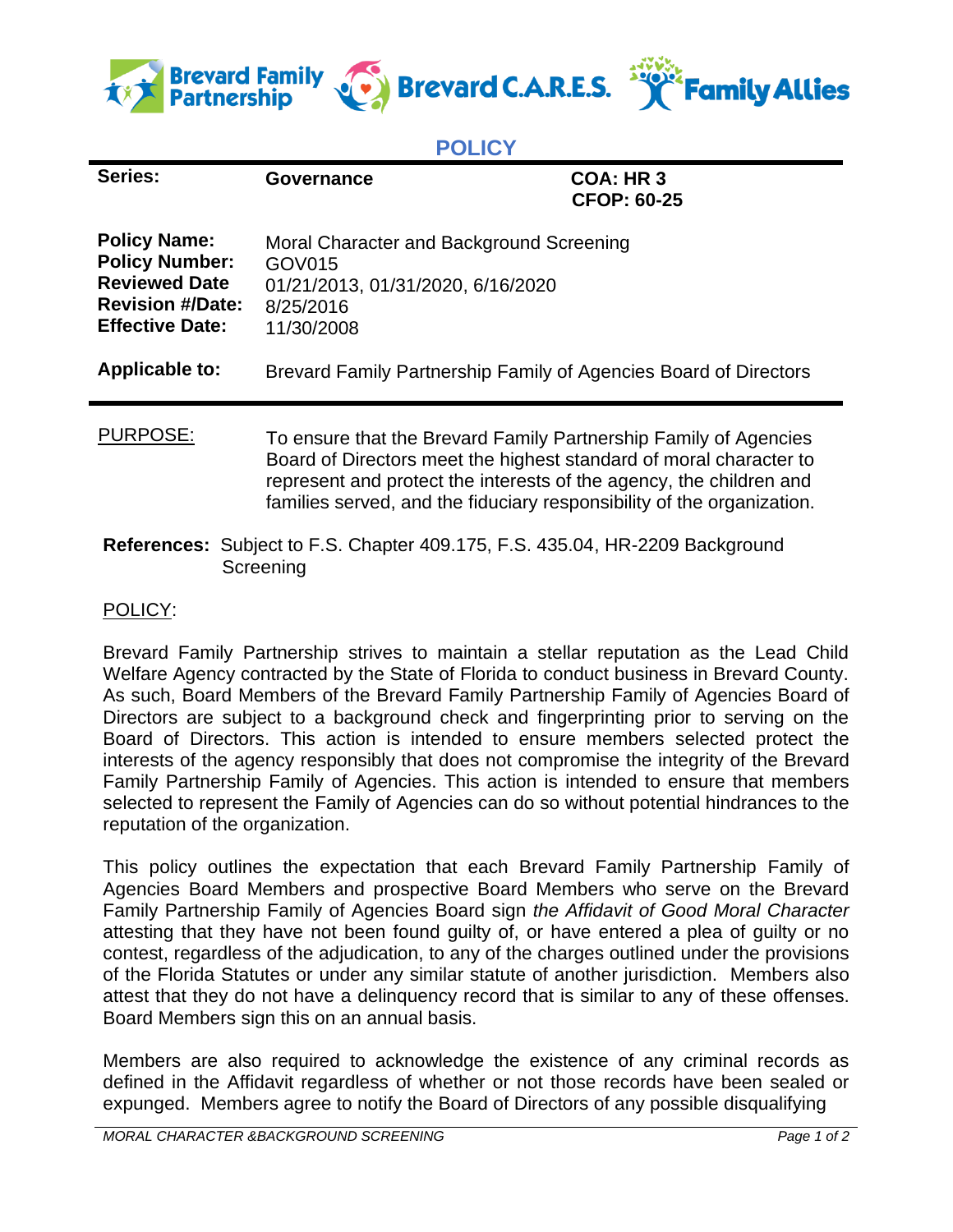# POLICY

| | | |
|---|---|---|
| **Series:** | **Governance** | **COA: HR 3**<br>**CFOP: 60-25** |
| **Policy Name:** | Moral Character and Background Screening | |
| **Policy Number:** | GOV015 | |
| **Reviewed Date** | 01/21/2013, 01/31/2020, 6/16/2020 | |
| **Revision #/Date:** | 8/25/2016 | |
| **Effective Date:** | 11/30/2008 | |
| **Applicable to:** | Brevard Family Partnership Family of Agencies Board of Directors | |

PURPOSE: To ensure that the Brevard Family Partnership Family of Agencies Board of Directors meet the highest standard of moral character to represent and protect the interests of the agency, the children and families served, and the fiduciary responsibility of the organization.

**References:** Subject to F.S. Chapter 409.175, F.S. 435.04, HR-2209 Background Screening

POLICY:

Brevard Family Partnership strives to maintain a stellar reputation as the Lead Child Welfare Agency contracted by the State of Florida to conduct business in Brevard County. As such, Board Members of the Brevard Family Partnership Family of Agencies Board of Directors are subject to a background check and fingerprinting prior to serving on the Board of Directors. This action is intended to ensure members selected protect the interests of the agency responsibly that does not compromise the integrity of the Brevard Family Partnership Family of Agencies. This action is intended to ensure that members selected to represent the Family of Agencies can do so without potential hindrances to the reputation of the organization.

This policy outlines the expectation that each Brevard Family Partnership Family of Agencies Board Members and prospective Board Members who serve on the Brevard Family Partnership Family of Agencies Board sign *the Affidavit of Good Moral Character* attesting that they have not been found guilty of, or have entered a plea of guilty or no contest, regardless of the adjudication, to any of the charges outlined under the provisions of the Florida Statutes or under any similar statute of another jurisdiction. Members also attest that they do not have a delinquency record that is similar to any of these offenses. Board Members sign this on an annual basis.

Members are also required to acknowledge the existence of any criminal records as defined in the Affidavit regardless of whether or not those records have been sealed or expunged. Members agree to notify the Board of Directors of any possible disqualifying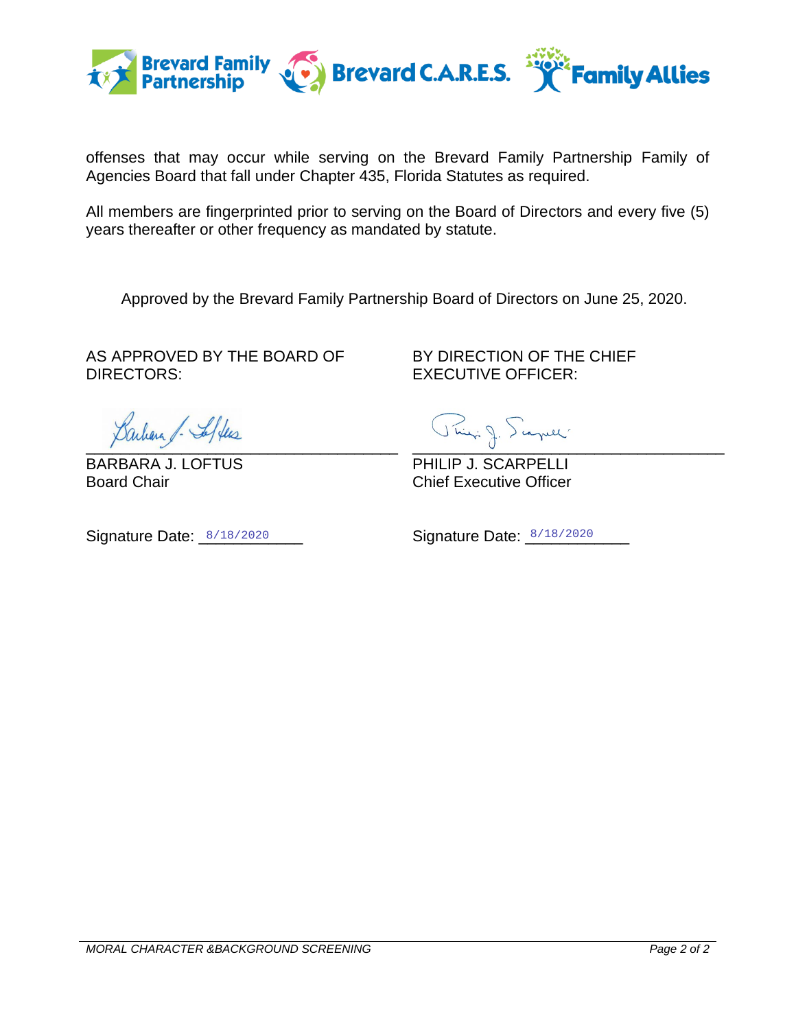offenses that may occur while serving on the Brevard Family Partnership Family of Agencies Board that fall under Chapter 435, Florida Statutes as required.

All members are fingerprinted prior to serving on the Board of Directors and every five (5) years thereafter or other frequency as mandated by statute.

Approved by the Brevard Family Partnership Board of Directors on June 25, 2020.

AS APPROVED BY THE BOARD OF DIRECTORS:

BARBARA J. LOFTUS
Board Chair

Signature Date: 8/18/2020

BY DIRECTION OF THE CHIEF EXECUTIVE OFFICER:

PHILIP J. SCARPELLI
Chief Executive Officer

Signature Date: 8/18/2020